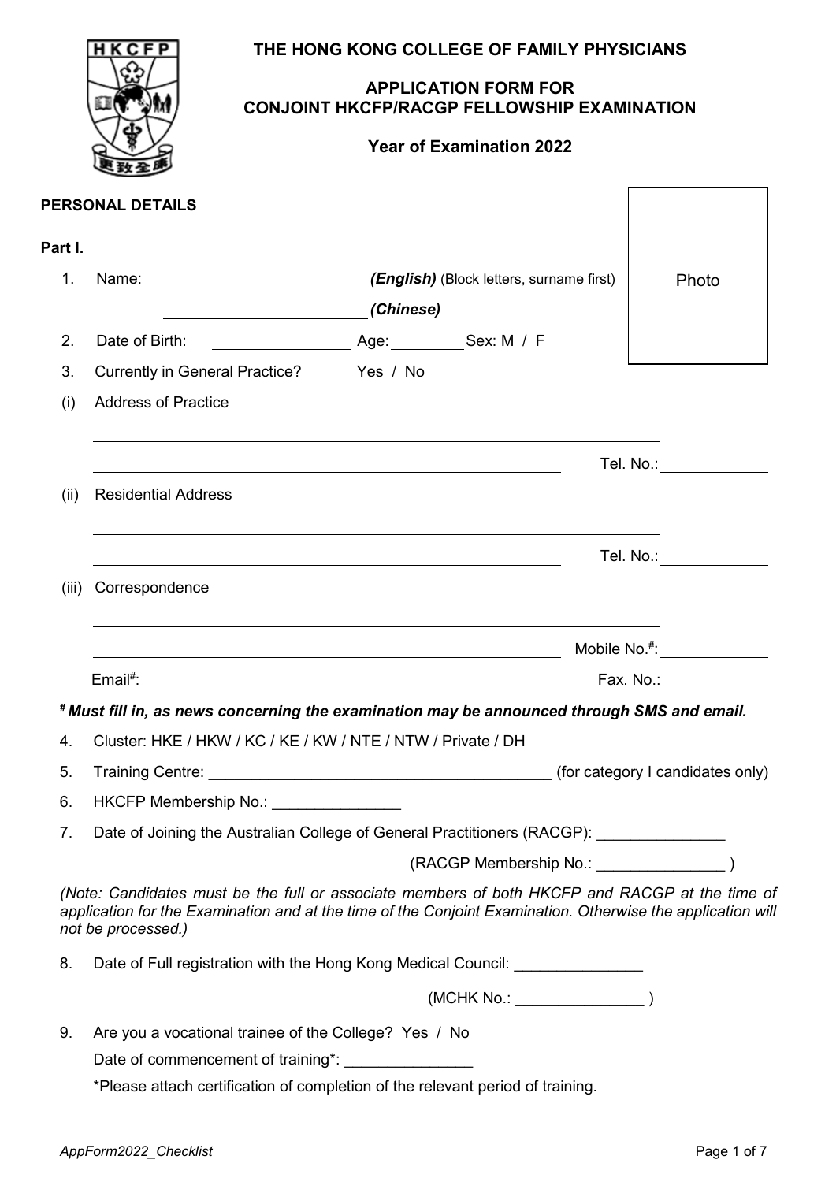# THE HONG KONG COLLEGE OF FAMILY PHYSICIANS

## APPLICATION FORM FOR CONJOINT HKCFP/RACGP FELLOWSHIP EXAMINATION

### Year of Examination 2022

Photo

**PERSONAL DETAILS**

**Part I.**

1. Name: ________________________ ***(English)*** (Block letters, surname first)

   ________________________ ***(Chinese)***

2. Date of Birth: ________________ Age: _________ Sex: M / F

3. Currently in General Practice? Yes / No

(i) Address of Practice

____________________________________________________________

____________________________________________________________ Tel. No.: ____________

(ii) Residential Address

____________________________________________________________

____________________________________________________________ Tel. No.: ____________

(iii) Correspondence

____________________________________________________________

____________________________________________________________ Mobile No.#: ____________

Email#: ____________________________________________ Fax. No.: ____________

***# Must fill in, as news concerning the examination may be announced through SMS and email.***

4. Cluster: HKE / HKW / KC / KE / KW / NTE / NTW / Private / DH

5. Training Centre: ________________________________________ (for category I candidates only)

6. HKCFP Membership No.: _______________

7. Date of Joining the Australian College of General Practitioners (RACGP): _______________

   (RACGP Membership No.: _______________ )

*(Note: Candidates must be the full or associate members of both HKCFP and RACGP at the time of application for the Examination and at the time of the Conjoint Examination. Otherwise the application will not be processed.)*

8. Date of Full registration with the Hong Kong Medical Council: _______________

   (MCHK No.: _______________ )

9. Are you a vocational trainee of the College? Yes / No

   Date of commencement of training*: _______________

   *Please attach certification of completion of the relevant period of training.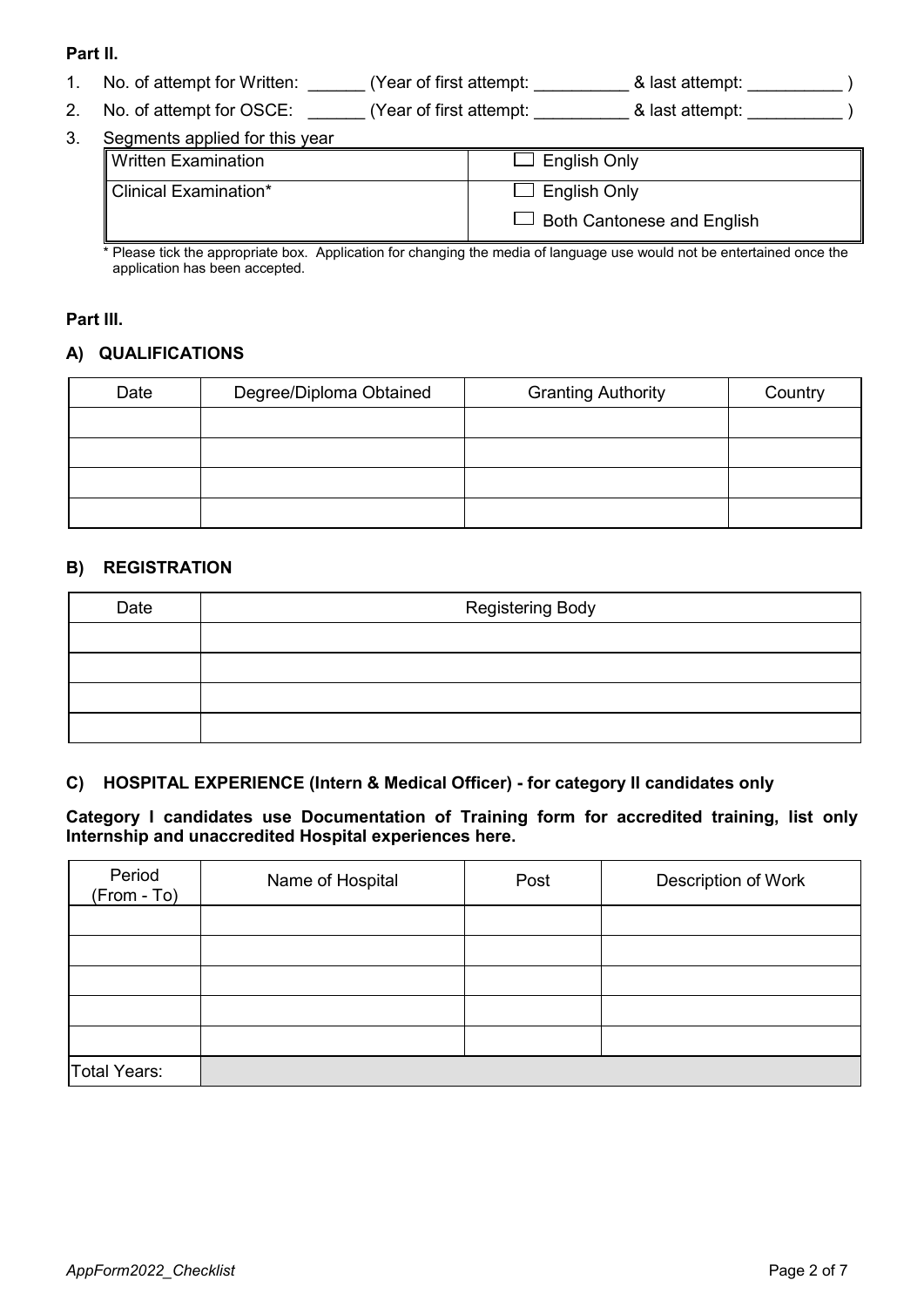**Part II.**

1. No. of attempt for Written: ______ (Year of first attempt: __________ & last attempt: __________ )
2. No. of attempt for OSCE: ______ (Year of first attempt: __________ & last attempt: __________ )
3. Segments applied for this year

| Written Examination | ☐ English Only |
|---|---|
| Clinical Examination* | ☐ English Only |
| | ☐ Both Cantonese and English |

\* Please tick the appropriate box. Application for changing the media of language use would not be entertained once the application has been accepted.

**Part III.**

### A) QUALIFICATIONS

| Date | Degree/Diploma Obtained | Granting Authority | Country |
|---|---|---|---|
| | | | |
| | | | |
| | | | |
| | | | |

### B) REGISTRATION

| Date | Registering Body |
|---|---|
| | |
| | |
| | |
| | |

### C) HOSPITAL EXPERIENCE (Intern & Medical Officer) - for category II candidates only

**Category I candidates use Documentation of Training form for accredited training, list only Internship and unaccredited Hospital experiences here.**

| Period (From - To) | Name of Hospital | Post | Description of Work |
|---|---|---|---|
| | | | |
| | | | |
| | | | |
| | | | |
| | | | |
| Total Years: | | | |

*AppForm2022_Checklist*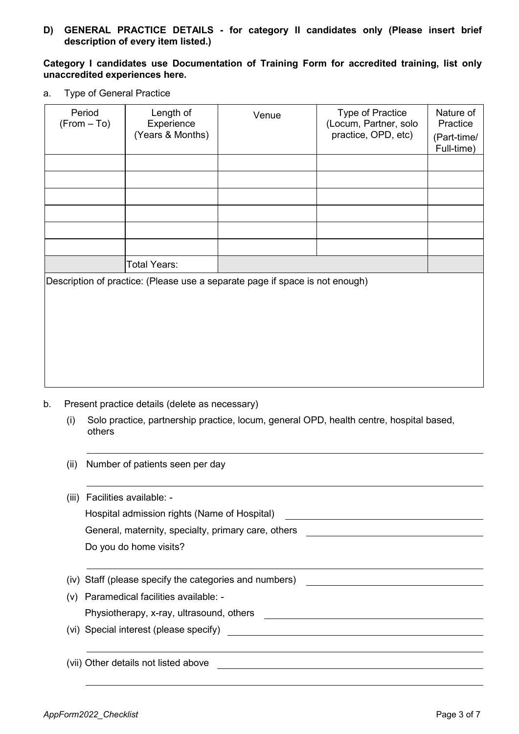**D) GENERAL PRACTICE DETAILS - for category II candidates only (Please insert brief description of every item listed.)**

**Category I candidates use Documentation of Training Form for accredited training, list only unaccredited experiences here.**

a. Type of General Practice

| Period (From – To) | Length of Experience (Years & Months) | Venue | Type of Practice (Locum, Partner, solo practice, OPD, etc) | Nature of Practice (Part-time/ Full-time) |
|---|---|---|---|---|
| | | | | |
| | | | | |
| | | | | |
| | | | | |
| | | | | |
| | | | | |
| | Total Years: | | | |

Description of practice: (Please use a separate page if space is not enough)

b. Present practice details (delete as necessary)

(i) Solo practice, partnership practice, locum, general OPD, health centre, hospital based, others

______________________________

(ii) Number of patients seen per day

______________________________

(iii) Facilities available: -

Hospital admission rights (Name of Hospital) ______________________________

General, maternity, specialty, primary care, others ______________________________

Do you do home visits?

______________________________

(iv) Staff (please specify the categories and numbers) ______________________________

(v) Paramedical facilities available: -

Physiotherapy, x-ray, ultrasound, others ______________________________

(vi) Special interest (please specify) ______________________________

______________________________

(vii) Other details not listed above ______________________________

______________________________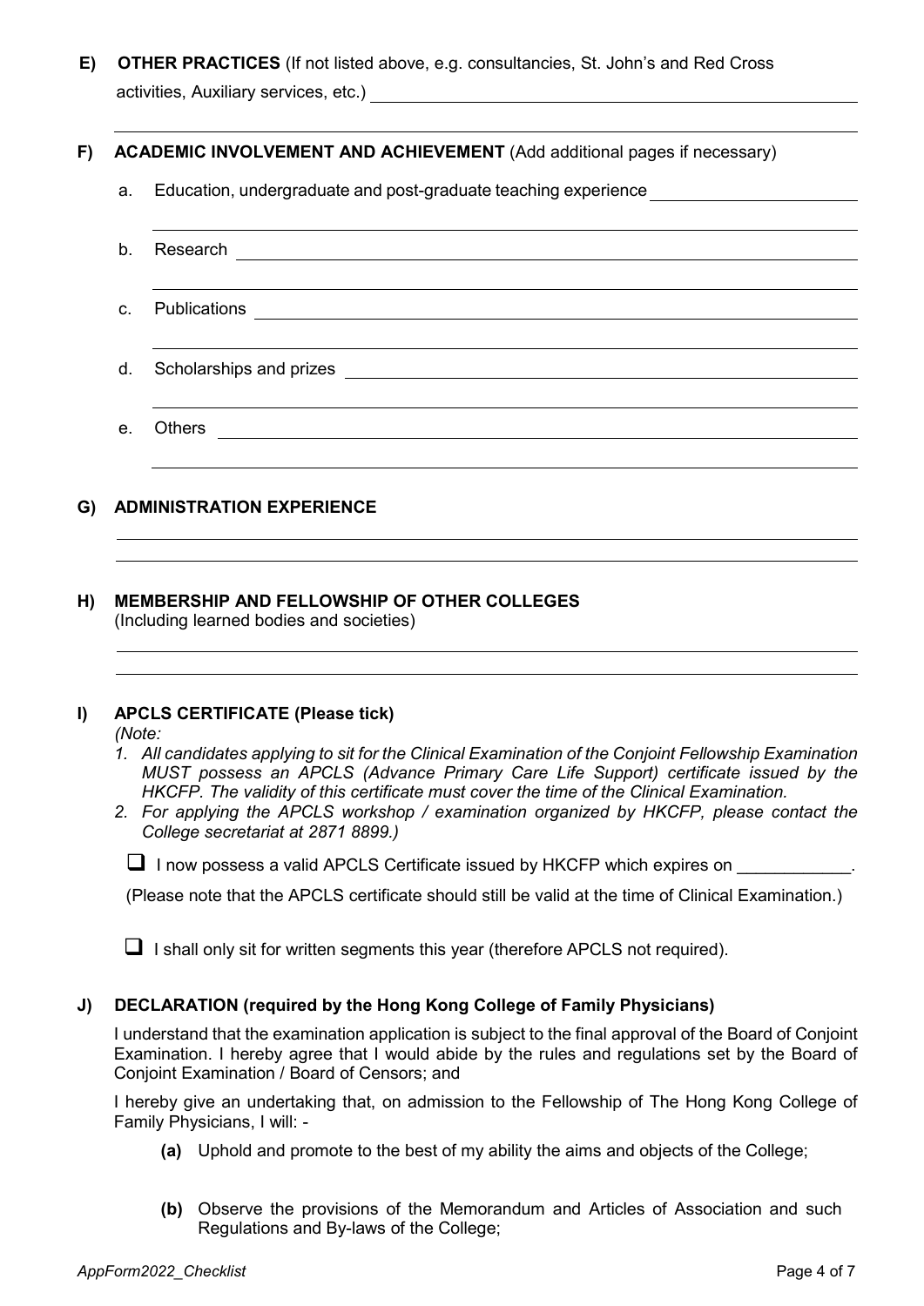**E) OTHER PRACTICES** (If not listed above, e.g. consultancies, St. John's and Red Cross activities, Auxiliary services, etc.) \_\_\_\_\_\_\_\_\_\_\_\_\_\_\_\_\_\_\_\_\_\_\_\_\_\_\_\_\_\_\_\_\_\_\_\_\_\_\_\_

\_\_\_\_\_\_\_\_\_\_\_\_\_\_\_\_\_\_\_\_\_\_\_\_\_\_\_\_\_\_\_\_\_\_\_\_\_\_\_\_\_\_\_\_\_\_\_\_\_\_\_\_\_\_\_\_\_\_\_\_\_\_\_\_\_\_\_\_\_\_\_\_

**F) ACADEMIC INVOLVEMENT AND ACHIEVEMENT** (Add additional pages if necessary)

a. Education, undergraduate and post-graduate teaching experience \_\_\_\_\_\_\_\_\_\_\_\_\_\_\_\_\_\_\_\_

\_\_\_\_\_\_\_\_\_\_\_\_\_\_\_\_\_\_\_\_\_\_\_\_\_\_\_\_\_\_\_\_\_\_\_\_\_\_\_\_\_\_\_\_\_\_\_\_\_\_\_\_\_\_\_\_\_\_\_\_\_\_\_\_\_\_\_\_

b. Research \_\_\_\_\_\_\_\_\_\_\_\_\_\_\_\_\_\_\_\_\_\_\_\_\_\_\_\_\_\_\_\_\_\_\_\_\_\_\_\_\_\_\_\_\_\_\_\_\_\_\_\_\_\_\_\_\_\_\_\_

\_\_\_\_\_\_\_\_\_\_\_\_\_\_\_\_\_\_\_\_\_\_\_\_\_\_\_\_\_\_\_\_\_\_\_\_\_\_\_\_\_\_\_\_\_\_\_\_\_\_\_\_\_\_\_\_\_\_\_\_\_\_\_\_\_\_\_\_

c. Publications \_\_\_\_\_\_\_\_\_\_\_\_\_\_\_\_\_\_\_\_\_\_\_\_\_\_\_\_\_\_\_\_\_\_\_\_\_\_\_\_\_\_\_\_\_\_\_\_\_\_\_\_\_\_\_\_\_\_

\_\_\_\_\_\_\_\_\_\_\_\_\_\_\_\_\_\_\_\_\_\_\_\_\_\_\_\_\_\_\_\_\_\_\_\_\_\_\_\_\_\_\_\_\_\_\_\_\_\_\_\_\_\_\_\_\_\_\_\_\_\_\_\_\_\_\_\_

d. Scholarships and prizes \_\_\_\_\_\_\_\_\_\_\_\_\_\_\_\_\_\_\_\_\_\_\_\_\_\_\_\_\_\_\_\_\_\_\_\_\_\_\_\_\_\_\_\_\_\_\_\_

\_\_\_\_\_\_\_\_\_\_\_\_\_\_\_\_\_\_\_\_\_\_\_\_\_\_\_\_\_\_\_\_\_\_\_\_\_\_\_\_\_\_\_\_\_\_\_\_\_\_\_\_\_\_\_\_\_\_\_\_\_\_\_\_\_\_\_\_

e. Others \_\_\_\_\_\_\_\_\_\_\_\_\_\_\_\_\_\_\_\_\_\_\_\_\_\_\_\_\_\_\_\_\_\_\_\_\_\_\_\_\_\_\_\_\_\_\_\_\_\_\_\_\_\_\_\_\_\_\_\_\_\_

\_\_\_\_\_\_\_\_\_\_\_\_\_\_\_\_\_\_\_\_\_\_\_\_\_\_\_\_\_\_\_\_\_\_\_\_\_\_\_\_\_\_\_\_\_\_\_\_\_\_\_\_\_\_\_\_\_\_\_\_\_\_\_\_\_\_\_\_

**G) ADMINISTRATION EXPERIENCE**

\_\_\_\_\_\_\_\_\_\_\_\_\_\_\_\_\_\_\_\_\_\_\_\_\_\_\_\_\_\_\_\_\_\_\_\_\_\_\_\_\_\_\_\_\_\_\_\_\_\_\_\_\_\_\_\_\_\_\_\_\_\_\_\_\_\_\_\_\_\_\_\_

\_\_\_\_\_\_\_\_\_\_\_\_\_\_\_\_\_\_\_\_\_\_\_\_\_\_\_\_\_\_\_\_\_\_\_\_\_\_\_\_\_\_\_\_\_\_\_\_\_\_\_\_\_\_\_\_\_\_\_\_\_\_\_\_\_\_\_\_\_\_\_\_

**H) MEMBERSHIP AND FELLOWSHIP OF OTHER COLLEGES**
(Including learned bodies and societies)

\_\_\_\_\_\_\_\_\_\_\_\_\_\_\_\_\_\_\_\_\_\_\_\_\_\_\_\_\_\_\_\_\_\_\_\_\_\_\_\_\_\_\_\_\_\_\_\_\_\_\_\_\_\_\_\_\_\_\_\_\_\_\_\_\_\_\_\_\_\_\_\_

\_\_\_\_\_\_\_\_\_\_\_\_\_\_\_\_\_\_\_\_\_\_\_\_\_\_\_\_\_\_\_\_\_\_\_\_\_\_\_\_\_\_\_\_\_\_\_\_\_\_\_\_\_\_\_\_\_\_\_\_\_\_\_\_\_\_\_\_\_\_\_\_

**I) APCLS CERTIFICATE (Please tick)**

*(Note:*

1. *All candidates applying to sit for the Clinical Examination of the Conjoint Fellowship Examination MUST possess an APCLS (Advance Primary Care Life Support) certificate issued by the HKCFP. The validity of this certificate must cover the time of the Clinical Examination.*
2. *For applying the APCLS workshop / examination organized by HKCFP, please contact the College secretariat at 2871 8899.)*

☐ I now possess a valid APCLS Certificate issued by HKCFP which expires on \_\_\_\_\_\_\_\_\_\_\_\_.

(Please note that the APCLS certificate should still be valid at the time of Clinical Examination.)

☐ I shall only sit for written segments this year (therefore APCLS not required).

**J) DECLARATION (required by the Hong Kong College of Family Physicians)**

I understand that the examination application is subject to the final approval of the Board of Conjoint Examination. I hereby agree that I would abide by the rules and regulations set by the Board of Conjoint Examination / Board of Censors; and

I hereby give an undertaking that, on admission to the Fellowship of The Hong Kong College of Family Physicians, I will: -

**(a)** Uphold and promote to the best of my ability the aims and objects of the College;

**(b)** Observe the provisions of the Memorandum and Articles of Association and such Regulations and By-laws of the College;

*AppForm2022_Checklist*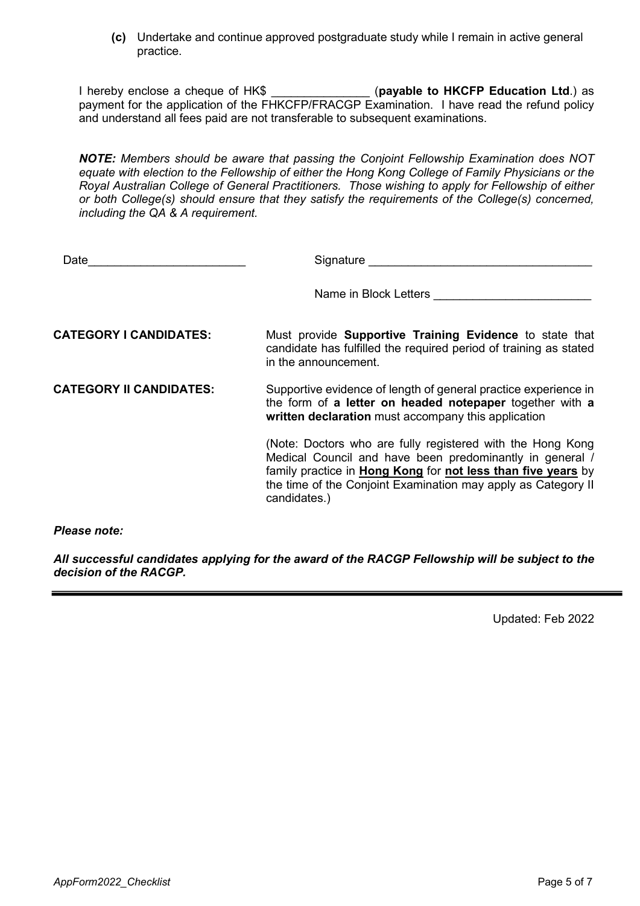**(c)** Undertake and continue approved postgraduate study while I remain in active general practice.

I hereby enclose a cheque of HK$ _______________ (**payable to HKCFP Education Ltd**.) as payment for the application of the FHKCFP/FRACGP Examination. I have read the refund policy and understand all fees paid are not transferable to subsequent examinations.

***NOTE:*** *Members should be aware that passing the Conjoint Fellowship Examination does NOT equate with election to the Fellowship of either the Hong Kong College of Family Physicians or the Royal Australian College of General Practitioners. Those wishing to apply for Fellowship of either or both College(s) should ensure that they satisfy the requirements of the College(s) concerned, including the QA & A requirement.*

Date________________________ Signature __________________________________

Name in Block Letters ________________________

**CATEGORY I CANDIDATES:** Must provide **Supportive Training Evidence** to state that candidate has fulfilled the required period of training as stated in the announcement.

**CATEGORY II CANDIDATES:** Supportive evidence of length of general practice experience in the form of **a letter on headed notepaper** together with **a written declaration** must accompany this application

(Note: Doctors who are fully registered with the Hong Kong Medical Council and have been predominantly in general / family practice in **Hong Kong** for **not less than five years** by the time of the Conjoint Examination may apply as Category II candidates.)

***Please note:***

***All successful candidates applying for the award of the RACGP Fellowship will be subject to the decision of the RACGP.***

---

Updated: Feb 2022

*AppForm2022_Checklist*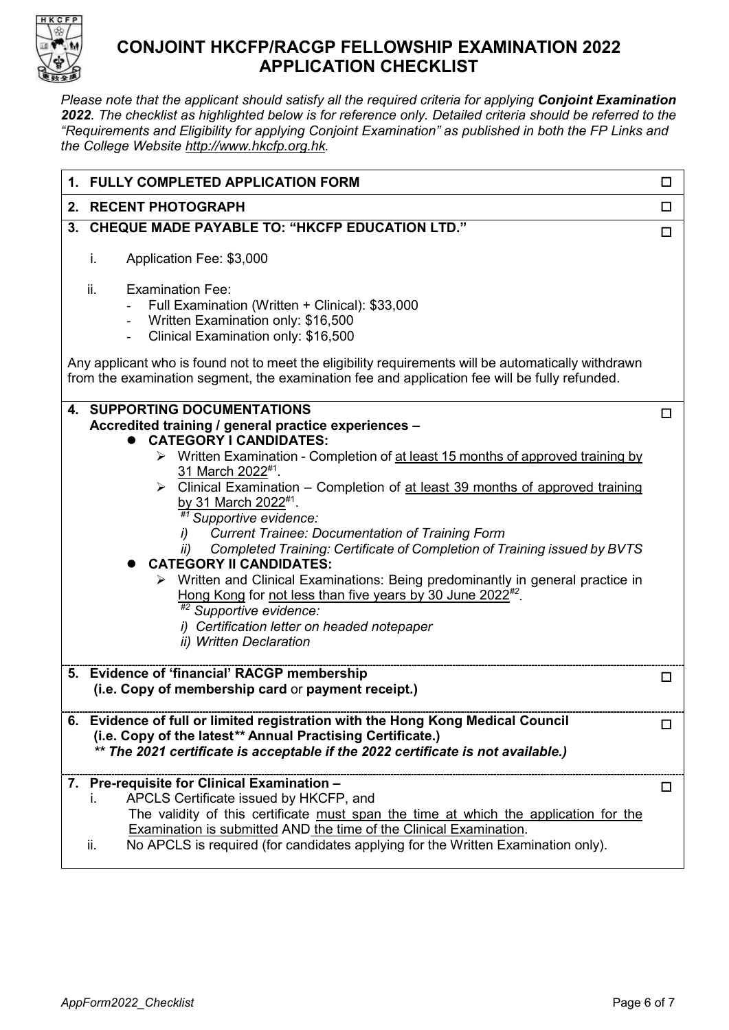# CONJOINT HKCFP/RACGP FELLOWSHIP EXAMINATION 2022 APPLICATION CHECKLIST

*Please note that the applicant should satisfy all the required criteria for applying **Conjoint Examination 2022**. The checklist as highlighted below is for reference only. Detailed criteria should be referred to the "Requirements and Eligibility for applying Conjoint Examination" as published in both the FP Links and the College Website http://www.hkcfp.org.hk.*

**1. FULLY COMPLETED APPLICATION FORM** ☐

**2. RECENT PHOTOGRAPH** ☐

**3. CHEQUE MADE PAYABLE TO: "HKCFP EDUCATION LTD."** ☐

i. Application Fee: $3,000

ii. Examination Fee:
- Full Examination (Written + Clinical): $33,000
- Written Examination only: $16,500
- Clinical Examination only: $16,500

Any applicant who is found not to meet the eligibility requirements will be automatically withdrawn from the examination segment, the examination fee and application fee will be fully refunded.

**4. SUPPORTING DOCUMENTATIONS** ☐

**Accredited training / general practice experiences –**

- **CATEGORY I CANDIDATES:**
  - Written Examination - Completion of at least 15 months of approved training by 31 March 2022[#1].
  - Clinical Examination – Completion of at least 39 months of approved training by 31 March 2022[#1].

    *[#1] Supportive evidence:*
    *i) Current Trainee: Documentation of Training Form*
    *ii) Completed Training: Certificate of Completion of Training issued by BVTS*
- **CATEGORY II CANDIDATES:**
  - Written and Clinical Examinations: Being predominantly in general practice in Hong Kong for not less than five years by 30 June 2022[#2].

    *[#2] Supportive evidence:*
    *i) Certification letter on headed notepaper*
    *ii) Written Declaration*

**5. Evidence of 'financial' RACGP membership** ☐
**(i.e. Copy of membership card** or **payment receipt.)**

**6. Evidence of full or limited registration with the Hong Kong Medical Council** ☐
**(i.e. Copy of the latest\*\* Annual Practising Certificate.)**
***\*\* The 2021 certificate is acceptable if the 2022 certificate is not available.)***

**7. Pre-requisite for Clinical Examination –** ☐

i. APCLS Certificate issued by HKCFP, and
The validity of this certificate must span the time at which the application for the Examination is submitted AND the time of the Clinical Examination.

ii. No APCLS is required (for candidates applying for the Written Examination only).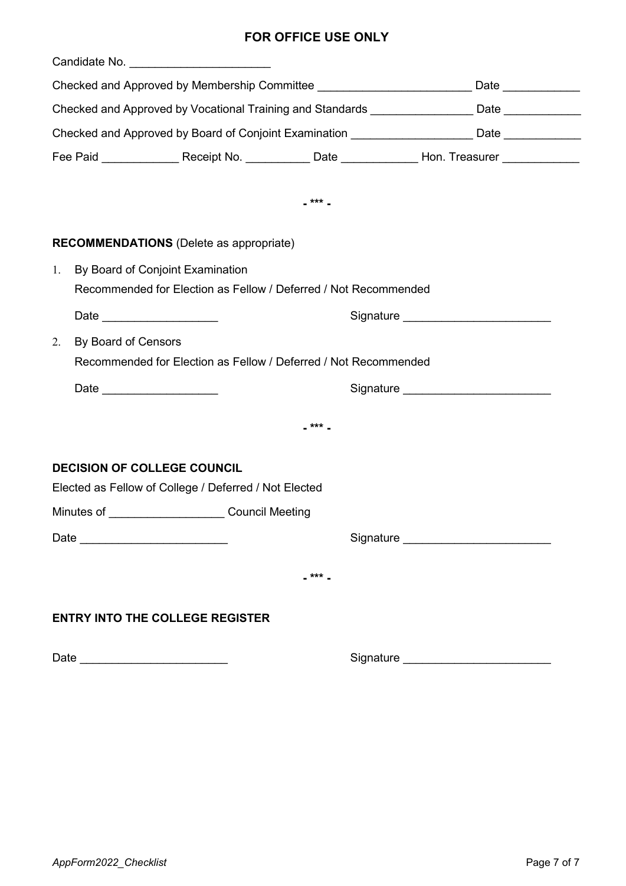## FOR OFFICE USE ONLY

Candidate No. ______________________

Checked and Approved by Membership Committee ________________________ Date ____________

Checked and Approved by Vocational Training and Standards ________________ Date ____________

Checked and Approved by Board of Conjoint Examination ___________________ Date ____________

Fee Paid ____________ Receipt No. __________ Date ____________ Hon. Treasurer ____________

- *** -

**RECOMMENDATIONS** (Delete as appropriate)

1. By Board of Conjoint Examination
   Recommended for Election as Fellow / Deferred / Not Recommended

   Date __________________ Signature _______________________

2. By Board of Censors
   Recommended for Election as Fellow / Deferred / Not Recommended

   Date __________________ Signature _______________________

- *** -

**DECISION OF COLLEGE COUNCIL**

Elected as Fellow of College / Deferred / Not Elected

Minutes of __________________ Council Meeting

Date _______________________ Signature _______________________

- *** -

**ENTRY INTO THE COLLEGE REGISTER**

Date _______________________ Signature _______________________

*AppForm2022_Checklist*